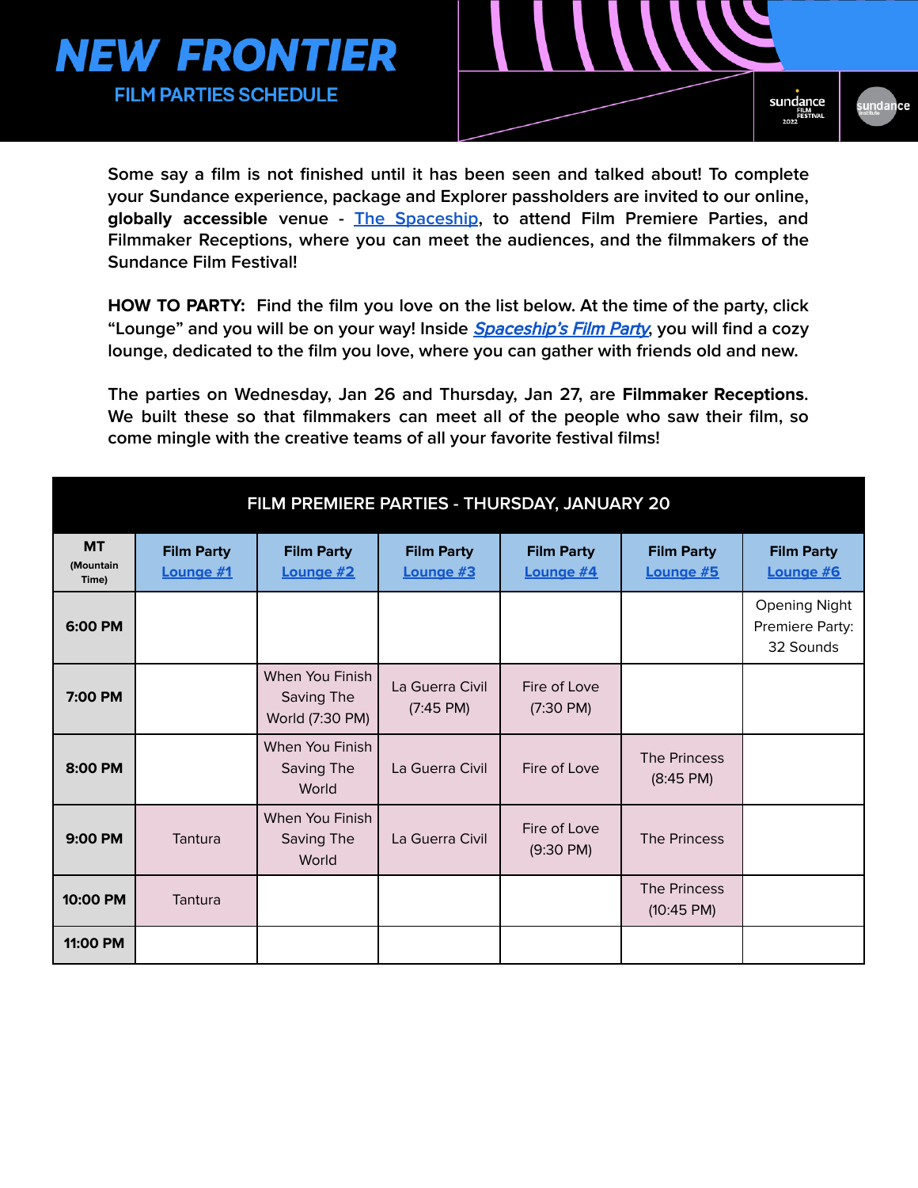# NEW FRONTIER

## FILM PARTIES SCHEDULE

Some say a film is not finished until it has been seen and talked about! To complete your Sundance experience, package and Explorer passholders are invited to our online, **globally accessible** venue - The Spaceship, to attend Film Premiere Parties, and Filmmaker Receptions, where you can meet the audiences, and the filmmakers of the Sundance Film Festival!

**HOW TO PARTY:** Find the film you love on the list below. At the time of the party, click "Lounge" and you will be on your way! Inside *Spaceship's Film Party*, you will find a cozy lounge, dedicated to the film you love, where you can gather with friends old and new.

The parties on Wednesday, Jan 26 and Thursday, Jan 27, are **Filmmaker Receptions**. We built these so that filmmakers can meet all of the people who saw their film, so come mingle with the creative teams of all your favorite festival films!

| FILM PREMIERE PARTIES - THURSDAY, JANUARY 20 | | | | | | |
|---|---|---|---|---|---|---|
| **MT** (Mountain Time) | **Film Party Lounge #1** | **Film Party Lounge #2** | **Film Party Lounge #3** | **Film Party Lounge #4** | **Film Party Lounge #5** | **Film Party Lounge #6** |
| **6:00 PM** | | | | | | Opening Night Premiere Party: 32 Sounds |
| **7:00 PM** | | When You Finish Saving The World (7:30 PM) | La Guerra Civil (7:45 PM) | Fire of Love (7:30 PM) | | |
| **8:00 PM** | | When You Finish Saving The World | La Guerra Civil | Fire of Love | The Princess (8:45 PM) | |
| **9:00 PM** | Tantura | When You Finish Saving The World | La Guerra Civil | Fire of Love (9:30 PM) | The Princess | |
| **10:00 PM** | Tantura | | | | The Princess (10:45 PM) | |
| **11:00 PM** | | | | | | |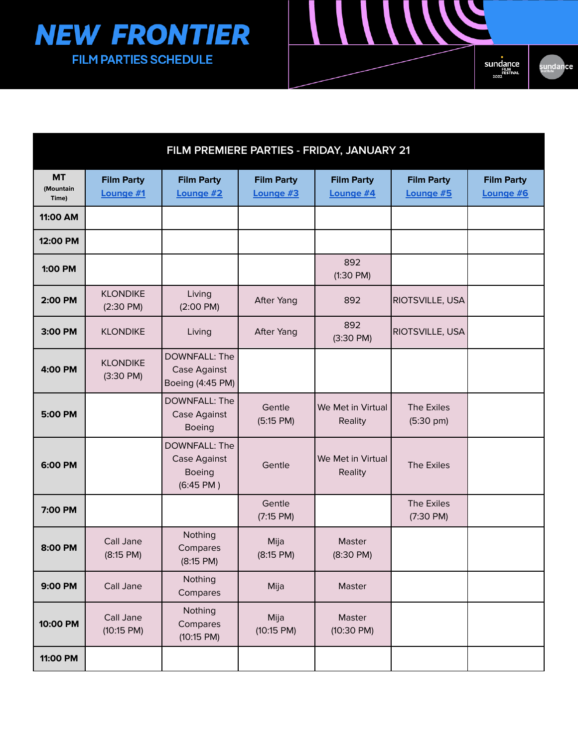# NEW FRONTIER

## FILM PARTIES SCHEDULE

| FILM PREMIERE PARTIES - FRIDAY, JANUARY 21 | | | | | | |
|---|---|---|---|---|---|---|
| **MT** (Mountain Time) | **Film Party** [Lounge #1] | **Film Party** [Lounge #2] | **Film Party** [Lounge #3] | **Film Party** [Lounge #4] | **Film Party** [Lounge #5] | **Film Party** [Lounge #6] |
| **11:00 AM** | | | | | | |
| **12:00 PM** | | | | | | |
| **1:00 PM** | | | | 892 (1:30 PM) | | |
| **2:00 PM** | KLONDIKE (2:30 PM) | Living (2:00 PM) | After Yang | 892 | RIOTSVILLE, USA | |
| **3:00 PM** | KLONDIKE | Living | After Yang | 892 (3:30 PM) | RIOTSVILLE, USA | |
| **4:00 PM** | KLONDIKE (3:30 PM) | DOWNFALL: The Case Against Boeing (4:45 PM) | | | | |
| **5:00 PM** | | DOWNFALL: The Case Against Boeing | Gentle (5:15 PM) | We Met in Virtual Reality | The Exiles (5:30 pm) | |
| **6:00 PM** | | DOWNFALL: The Case Against Boeing (6:45 PM ) | Gentle | We Met in Virtual Reality | The Exiles | |
| **7:00 PM** | | | Gentle (7:15 PM) | | The Exiles (7:30 PM) | |
| **8:00 PM** | Call Jane (8:15 PM) | Nothing Compares (8:15 PM) | Mija (8:15 PM) | Master (8:30 PM) | | |
| **9:00 PM** | Call Jane | Nothing Compares | Mija | Master | | |
| **10:00 PM** | Call Jane (10:15 PM) | Nothing Compares (10:15 PM) | Mija (10:15 PM) | Master (10:30 PM) | | |
| **11:00 PM** | | | | | | |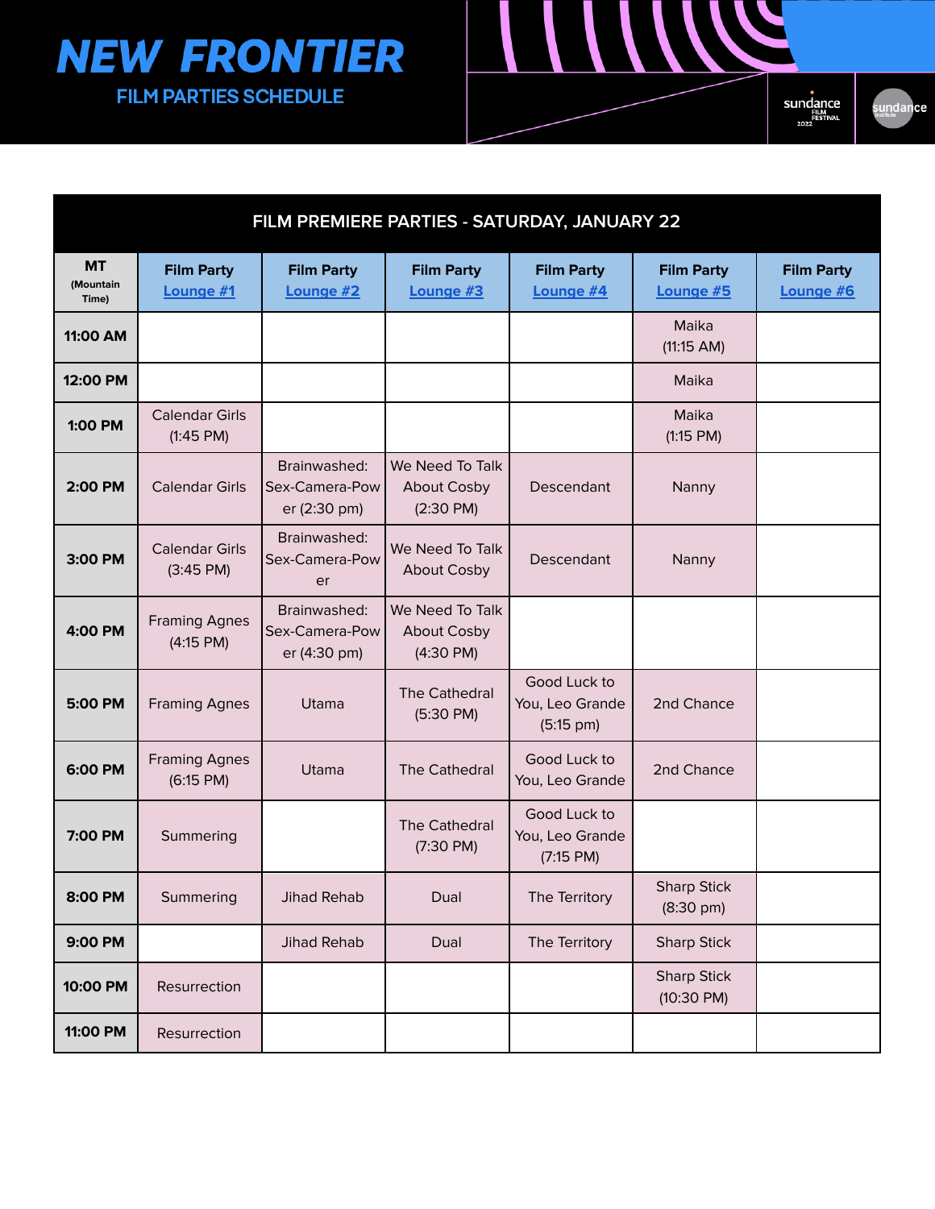# NEW FRONTIER

## FILM PARTIES SCHEDULE

| FILM PREMIERE PARTIES - SATURDAY, JANUARY 22 | | | | | | |
|---|---|---|---|---|---|---|
| MT (Mountain Time) | Film Party Lounge #1 | Film Party Lounge #2 | Film Party Lounge #3 | Film Party Lounge #4 | Film Party Lounge #5 | Film Party Lounge #6 |
| 11:00 AM | | | | | Maika (11:15 AM) | |
| 12:00 PM | | | | | Maika | |
| 1:00 PM | Calendar Girls (1:45 PM) | | | | Maika (1:15 PM) | |
| 2:00 PM | Calendar Girls | Brainwashed: Sex-Camera-Power (2:30 pm) | We Need To Talk About Cosby (2:30 PM) | Descendant | Nanny | |
| 3:00 PM | Calendar Girls (3:45 PM) | Brainwashed: Sex-Camera-Power | We Need To Talk About Cosby | Descendant | Nanny | |
| 4:00 PM | Framing Agnes (4:15 PM) | Brainwashed: Sex-Camera-Power (4:30 pm) | We Need To Talk About Cosby (4:30 PM) | | | |
| 5:00 PM | Framing Agnes | Utama | The Cathedral (5:30 PM) | Good Luck to You, Leo Grande (5:15 pm) | 2nd Chance | |
| 6:00 PM | Framing Agnes (6:15 PM) | Utama | The Cathedral | Good Luck to You, Leo Grande | 2nd Chance | |
| 7:00 PM | Summering | | The Cathedral (7:30 PM) | Good Luck to You, Leo Grande (7:15 PM) | | |
| 8:00 PM | Summering | Jihad Rehab | Dual | The Territory | Sharp Stick (8:30 pm) | |
| 9:00 PM | | Jihad Rehab | Dual | The Territory | Sharp Stick | |
| 10:00 PM | Resurrection | | | | Sharp Stick (10:30 PM) | |
| 11:00 PM | Resurrection | | | | | |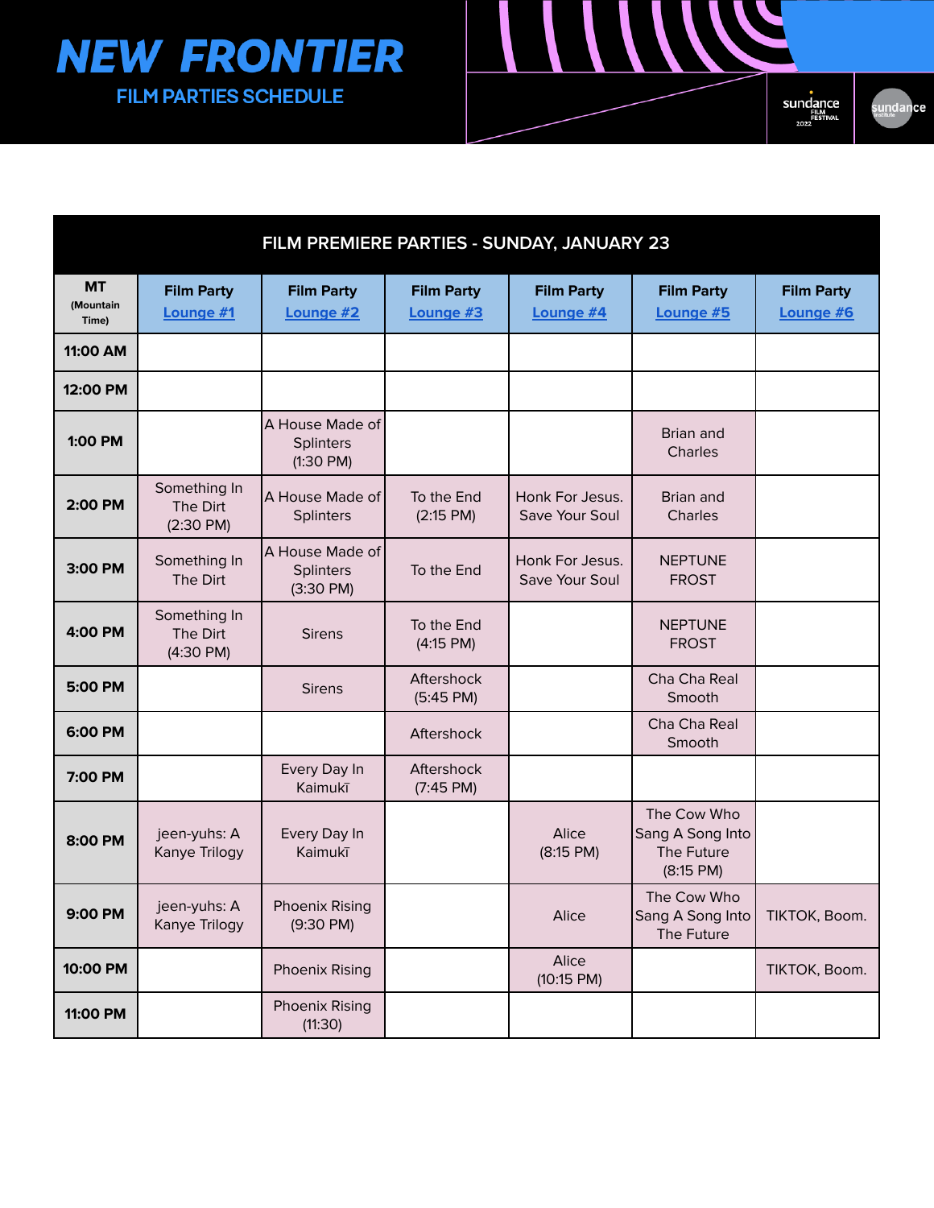# NEW FRONTIER

## FILM PARTIES SCHEDULE

| FILM PREMIERE PARTIES - SUNDAY, JANUARY 23 | | | | | | |
|---|---|---|---|---|---|---|
| MT (Mountain Time) | Film Party Lounge #1 | Film Party Lounge #2 | Film Party Lounge #3 | Film Party Lounge #4 | Film Party Lounge #5 | Film Party Lounge #6 |
| 11:00 AM | | | | | | |
| 12:00 PM | | | | | | |
| 1:00 PM | | A House Made of Splinters (1:30 PM) | | | Brian and Charles | |
| 2:00 PM | Something In The Dirt (2:30 PM) | A House Made of Splinters | To the End (2:15 PM) | Honk For Jesus. Save Your Soul | Brian and Charles | |
| 3:00 PM | Something In The Dirt | A House Made of Splinters (3:30 PM) | To the End | Honk For Jesus. Save Your Soul | NEPTUNE FROST | |
| 4:00 PM | Something In The Dirt (4:30 PM) | Sirens | To the End (4:15 PM) | | NEPTUNE FROST | |
| 5:00 PM | | Sirens | Aftershock (5:45 PM) | | Cha Cha Real Smooth | |
| 6:00 PM | | | Aftershock | | Cha Cha Real Smooth | |
| 7:00 PM | | Every Day In Kaimukī | Aftershock (7:45 PM) | | | |
| 8:00 PM | jeen-yuhs: A Kanye Trilogy | Every Day In Kaimukī | | Alice (8:15 PM) | The Cow Who Sang A Song Into The Future (8:15 PM) | |
| 9:00 PM | jeen-yuhs: A Kanye Trilogy | Phoenix Rising (9:30 PM) | | Alice | The Cow Who Sang A Song Into The Future | TIKTOK, Boom. |
| 10:00 PM | | Phoenix Rising | | Alice (10:15 PM) | | TIKTOK, Boom. |
| 11:00 PM | | Phoenix Rising (11:30) | | | | |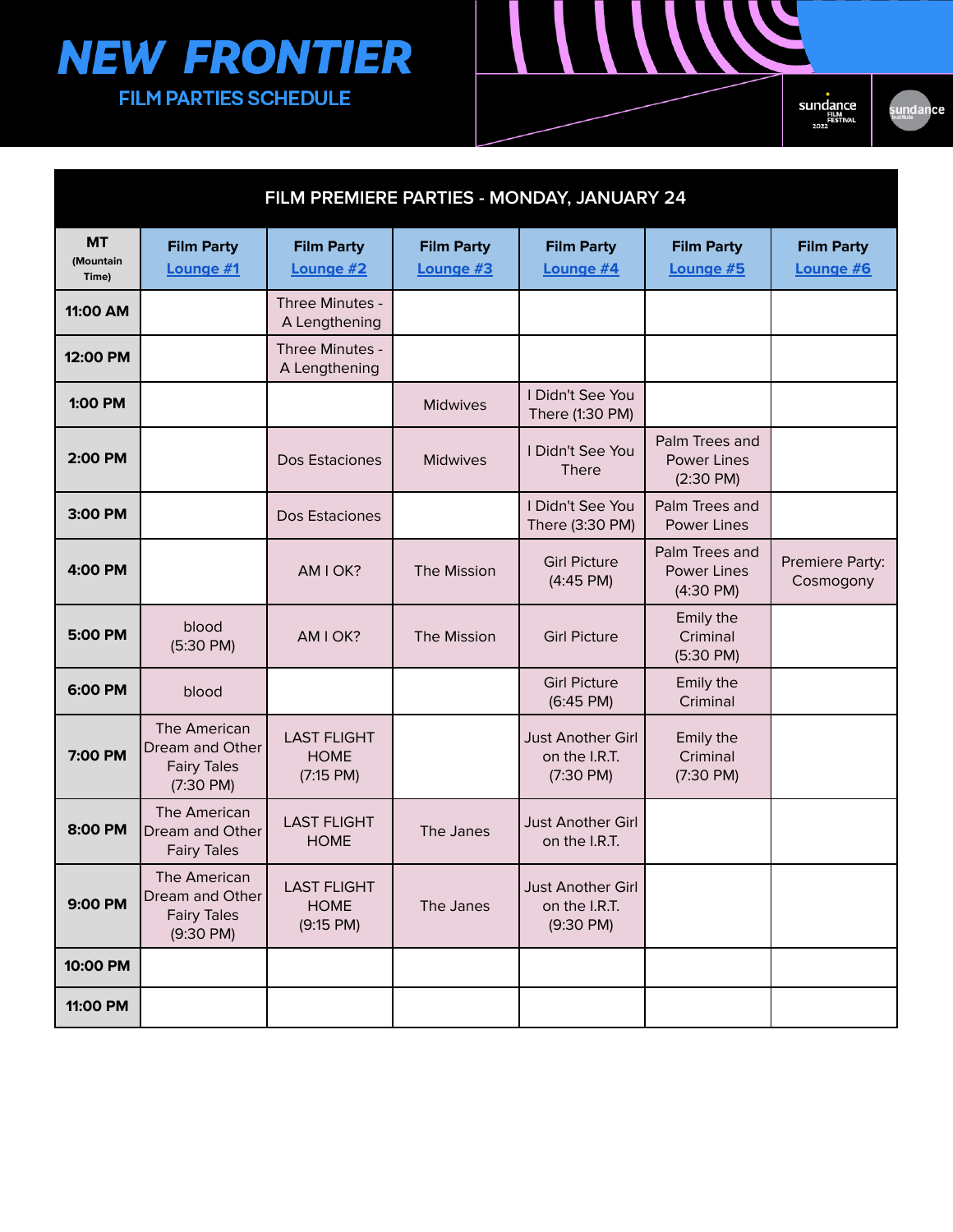# NEW FRONTIER

## FILM PARTIES SCHEDULE

| FILM PREMIERE PARTIES - MONDAY, JANUARY 24 | | | | | | |
|---|---|---|---|---|---|---|
| MT (Mountain Time) | Film Party Lounge #1 | Film Party Lounge #2 | Film Party Lounge #3 | Film Party Lounge #4 | Film Party Lounge #5 | Film Party Lounge #6 |
| 11:00 AM | | Three Minutes - A Lengthening | | | | |
| 12:00 PM | | Three Minutes - A Lengthening | | | | |
| 1:00 PM | | | Midwives | I Didn't See You There (1:30 PM) | | |
| 2:00 PM | | Dos Estaciones | Midwives | I Didn't See You There | Palm Trees and Power Lines (2:30 PM) | |
| 3:00 PM | | Dos Estaciones | | I Didn't See You There (3:30 PM) | Palm Trees and Power Lines | |
| 4:00 PM | | AM I OK? | The Mission | Girl Picture (4:45 PM) | Palm Trees and Power Lines (4:30 PM) | Premiere Party: Cosmogony |
| 5:00 PM | blood (5:30 PM) | AM I OK? | The Mission | Girl Picture | Emily the Criminal (5:30 PM) | |
| 6:00 PM | blood | | | Girl Picture (6:45 PM) | Emily the Criminal | |
| 7:00 PM | The American Dream and Other Fairy Tales (7:30 PM) | LAST FLIGHT HOME (7:15 PM) | | Just Another Girl on the I.R.T. (7:30 PM) | Emily the Criminal (7:30 PM) | |
| 8:00 PM | The American Dream and Other Fairy Tales | LAST FLIGHT HOME | The Janes | Just Another Girl on the I.R.T. | | |
| 9:00 PM | The American Dream and Other Fairy Tales (9:30 PM) | LAST FLIGHT HOME (9:15 PM) | The Janes | Just Another Girl on the I.R.T. (9:30 PM) | | |
| 10:00 PM | | | | | | |
| 11:00 PM | | | | | | |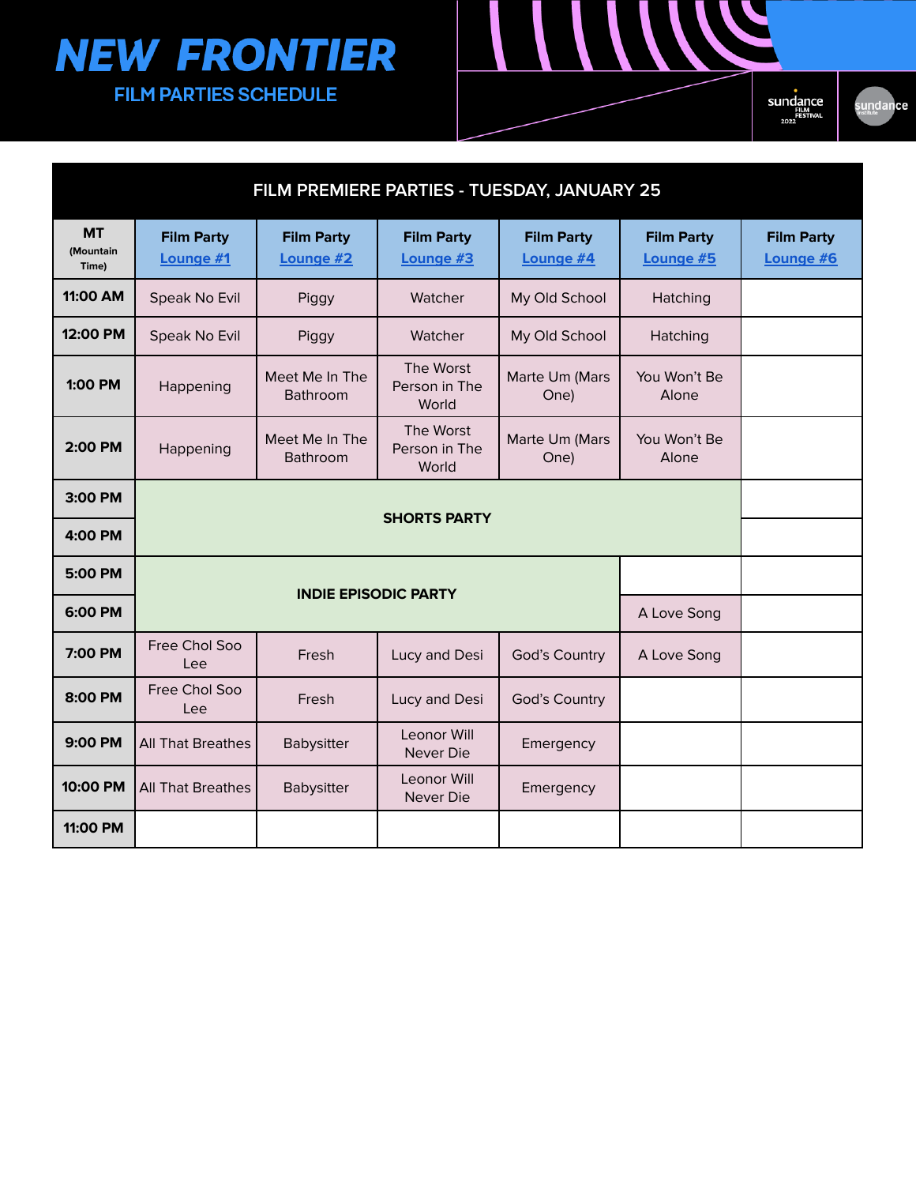# NEW FRONTIER

## FILM PARTIES SCHEDULE

| FILM PREMIERE PARTIES - TUESDAY, JANUARY 25 | | | | | | |
|---|---|---|---|---|---|---|
| **MT** (Mountain Time) | **Film Party** [Lounge #1] | **Film Party** [Lounge #2] | **Film Party** [Lounge #3] | **Film Party** [Lounge #4] | **Film Party** [Lounge #5] | **Film Party** [Lounge #6] |
| **11:00 AM** | Speak No Evil | Piggy | Watcher | My Old School | Hatching | |
| **12:00 PM** | Speak No Evil | Piggy | Watcher | My Old School | Hatching | |
| **1:00 PM** | Happening | Meet Me In The Bathroom | The Worst Person in The World | Marte Um (Mars One) | You Won't Be Alone | |
| **2:00 PM** | Happening | Meet Me In The Bathroom | The Worst Person in The World | Marte Um (Mars One) | You Won't Be Alone | |
| **3:00 PM** | **SHORTS PARTY** | | | | | |
| **4:00 PM** | **SHORTS PARTY** | | | | | |
| **5:00 PM** | **INDIE EPISODIC PARTY** | | | | | |
| **6:00 PM** | **INDIE EPISODIC PARTY** | | | | A Love Song | |
| **7:00 PM** | Free Chol Soo Lee | Fresh | Lucy and Desi | God's Country | A Love Song | |
| **8:00 PM** | Free Chol Soo Lee | Fresh | Lucy and Desi | God's Country | | |
| **9:00 PM** | All That Breathes | Babysitter | Leonor Will Never Die | Emergency | | |
| **10:00 PM** | All That Breathes | Babysitter | Leonor Will Never Die | Emergency | | |
| **11:00 PM** | | | | | | |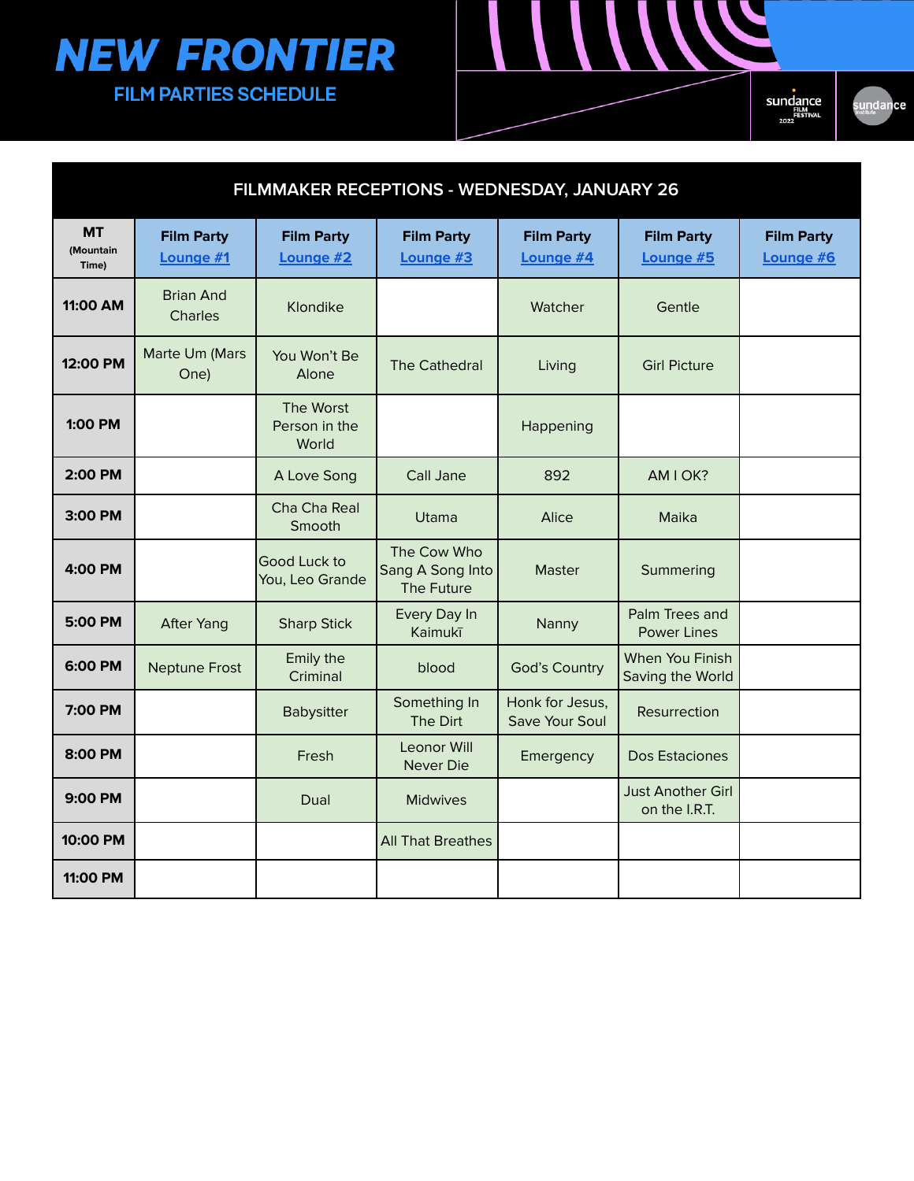# NEW FRONTIER

## FILM PARTIES SCHEDULE

| FILMMAKER RECEPTIONS - WEDNESDAY, JANUARY 26 | | | | | | |
|---|---|---|---|---|---|---|
| **MT** (Mountain Time) | **Film Party** Lounge #1 | **Film Party** Lounge #2 | **Film Party** Lounge #3 | **Film Party** Lounge #4 | **Film Party** Lounge #5 | **Film Party** Lounge #6 |
| **11:00 AM** | Brian And Charles | Klondike | | Watcher | Gentle | |
| **12:00 PM** | Marte Um (Mars One) | You Won't Be Alone | The Cathedral | Living | Girl Picture | |
| **1:00 PM** | | The Worst Person in the World | | Happening | | |
| **2:00 PM** | | A Love Song | Call Jane | 892 | AM I OK? | |
| **3:00 PM** | | Cha Cha Real Smooth | Utama | Alice | Maika | |
| **4:00 PM** | | Good Luck to You, Leo Grande | The Cow Who Sang A Song Into The Future | Master | Summering | |
| **5:00 PM** | After Yang | Sharp Stick | Every Day In Kaimukī | Nanny | Palm Trees and Power Lines | |
| **6:00 PM** | Neptune Frost | Emily the Criminal | blood | God's Country | When You Finish Saving the World | |
| **7:00 PM** | | Babysitter | Something In The Dirt | Honk for Jesus, Save Your Soul | Resurrection | |
| **8:00 PM** | | Fresh | Leonor Will Never Die | Emergency | Dos Estaciones | |
| **9:00 PM** | | Dual | Midwives | | Just Another Girl on the I.R.T. | |
| **10:00 PM** | | | All That Breathes | | | |
| **11:00 PM** | | | | | | |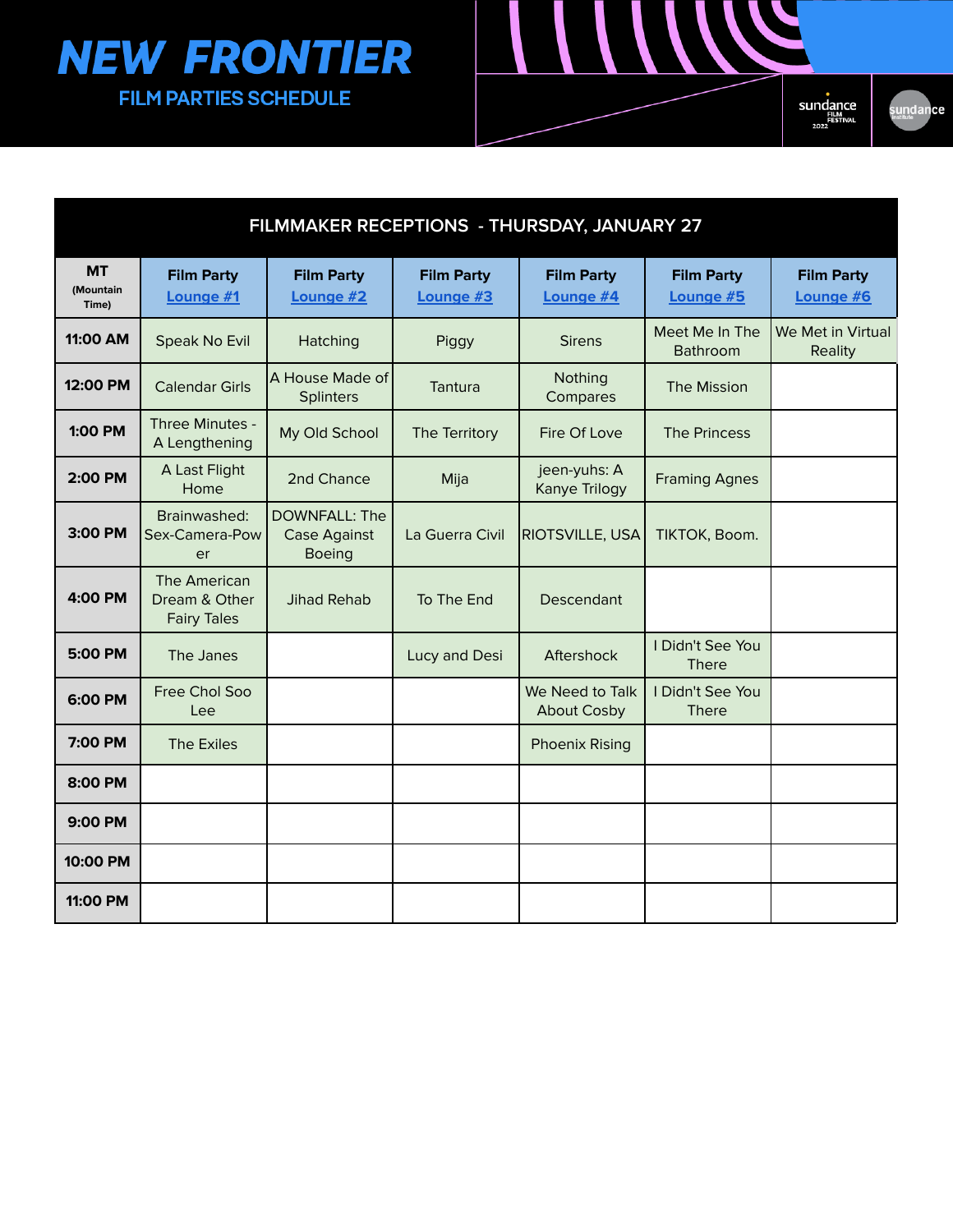# NEW FRONTIER

## FILM PARTIES SCHEDULE

| FILMMAKER RECEPTIONS - THURSDAY, JANUARY 27 | | | | | | |
|---|---|---|---|---|---|---|
| MT (Mountain Time) | Film Party Lounge #1 | Film Party Lounge #2 | Film Party Lounge #3 | Film Party Lounge #4 | Film Party Lounge #5 | Film Party Lounge #6 |
| 11:00 AM | Speak No Evil | Hatching | Piggy | Sirens | Meet Me In The Bathroom | We Met in Virtual Reality |
| 12:00 PM | Calendar Girls | A House Made of Splinters | Tantura | Nothing Compares | The Mission | |
| 1:00 PM | Three Minutes - A Lengthening | My Old School | The Territory | Fire Of Love | The Princess | |
| 2:00 PM | A Last Flight Home | 2nd Chance | Mija | jeen-yuhs: A Kanye Trilogy | Framing Agnes | |
| 3:00 PM | Brainwashed: Sex-Camera-Power | DOWNFALL: The Case Against Boeing | La Guerra Civil | RIOTSVILLE, USA | TIKTOK, Boom. | |
| 4:00 PM | The American Dream & Other Fairy Tales | Jihad Rehab | To The End | Descendant | | |
| 5:00 PM | The Janes | | Lucy and Desi | Aftershock | I Didn't See You There | |
| 6:00 PM | Free Chol Soo Lee | | | We Need to Talk About Cosby | I Didn't See You There | |
| 7:00 PM | The Exiles | | | Phoenix Rising | | |
| 8:00 PM | | | | | | |
| 9:00 PM | | | | | | |
| 10:00 PM | | | | | | |
| 11:00 PM | | | | | | |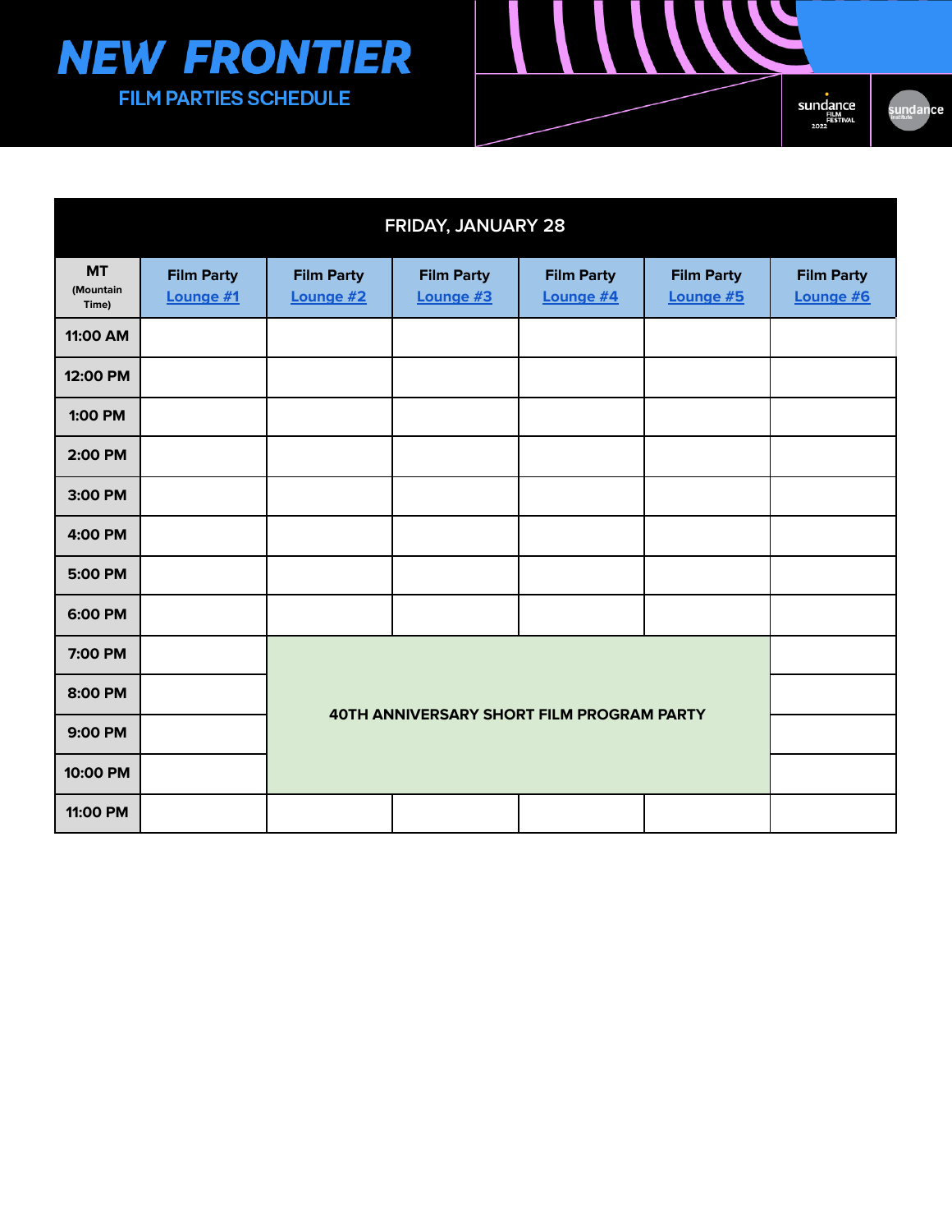# NEW FRONTIER

## FILM PARTIES SCHEDULE

| FRIDAY, JANUARY 28 | | | | | | |
|---|---|---|---|---|---|---|
| MT (Mountain Time) | Film Party Lounge #1 | Film Party Lounge #2 | Film Party Lounge #3 | Film Party Lounge #4 | Film Party Lounge #5 | Film Party Lounge #6 |
| 11:00 AM | | | | | | |
| 12:00 PM | | | | | | |
| 1:00 PM | | | | | | |
| 2:00 PM | | | | | | |
| 3:00 PM | | | | | | |
| 4:00 PM | | | | | | |
| 5:00 PM | | | | | | |
| 6:00 PM | | | | | | |
| 7:00 PM | | 40TH ANNIVERSARY SHORT FILM PROGRAM PARTY | | | | |
| 8:00 PM | | | | | | |
| 9:00 PM | | | | | | |
| 10:00 PM | | | | | | |
| 11:00 PM | | | | | | |